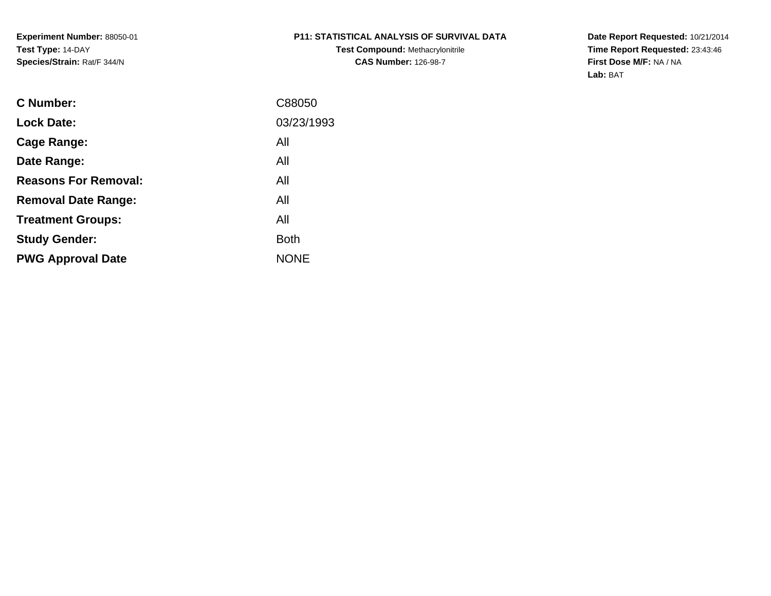**Experiment Number:** 88050-01
**Test Type:** 14-DAY
**Species/Strain:** Rat/F 344/N

**P11: STATISTICAL ANALYSIS OF SURVIVAL DATA**
**Test Compound:** Methacrylonitrile
**CAS Number:** 126-98-7

**Date Report Requested:** 10/21/2014
**Time Report Requested:** 23:43:46
**First Dose M/F:** NA / NA
**Lab:** BAT

| | |
|---|---|
| **C Number:** | C88050 |
| **Lock Date:** | 03/23/1993 |
| **Cage Range:** | All |
| **Date Range:** | All |
| **Reasons For Removal:** | All |
| **Removal Date Range:** | All |
| **Treatment Groups:** | All |
| **Study Gender:** | Both |
| **PWG Approval Date** | NONE |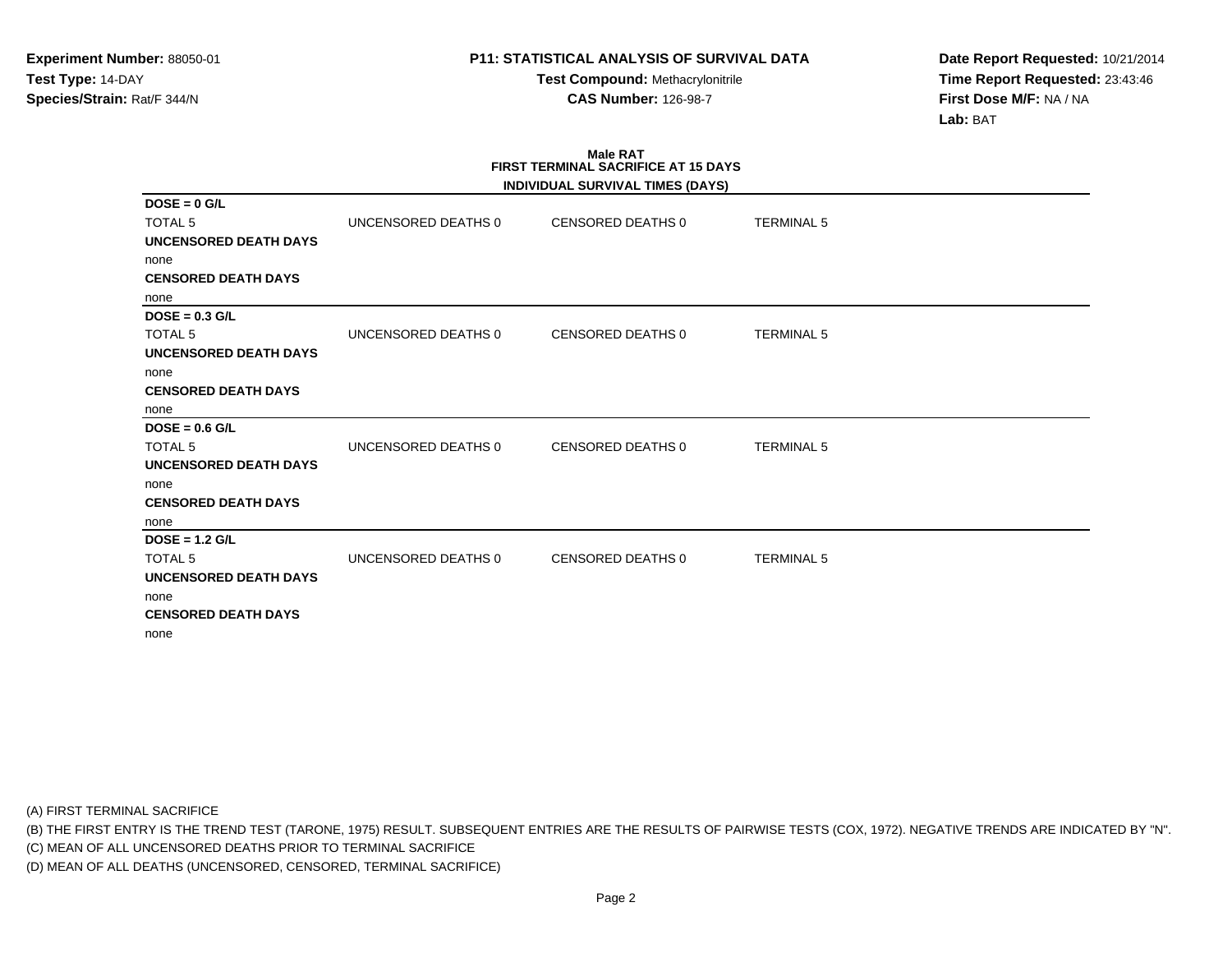**Experiment Number:** 88050-01
**Test Type:** 14-DAY
**Species/Strain:** Rat/F 344/N

## P11: STATISTICAL ANALYSIS OF SURVIVAL DATA

**Test Compound:** Methacrylonitrile
**CAS Number:** 126-98-7

**Date Report Requested:** 10/21/2014
**Time Report Requested:** 23:43:46
**First Dose M/F:** NA / NA
**Lab:** BAT

### Male RAT
### FIRST TERMINAL SACRIFICE AT 15 DAYS
### INDIVIDUAL SURVIVAL TIMES (DAYS)

**DOSE = 0 G/L**

| TOTAL 5 | UNCENSORED DEATHS 0 | CENSORED DEATHS 0 | TERMINAL 5 |
|---|---|---|---|

**UNCENSORED DEATH DAYS**

none

**CENSORED DEATH DAYS**

none

**DOSE = 0.3 G/L**

| TOTAL 5 | UNCENSORED DEATHS 0 | CENSORED DEATHS 0 | TERMINAL 5 |
|---|---|---|---|

**UNCENSORED DEATH DAYS**

none

**CENSORED DEATH DAYS**

none

**DOSE = 0.6 G/L**

| TOTAL 5 | UNCENSORED DEATHS 0 | CENSORED DEATHS 0 | TERMINAL 5 |
|---|---|---|---|

**UNCENSORED DEATH DAYS**

none

**CENSORED DEATH DAYS**

none

**DOSE = 1.2 G/L**

| TOTAL 5 | UNCENSORED DEATHS 0 | CENSORED DEATHS 0 | TERMINAL 5 |
|---|---|---|---|

**UNCENSORED DEATH DAYS**

none

**CENSORED DEATH DAYS**

none

(A) FIRST TERMINAL SACRIFICE
(B) THE FIRST ENTRY IS THE TREND TEST (TARONE, 1975) RESULT. SUBSEQUENT ENTRIES ARE THE RESULTS OF PAIRWISE TESTS (COX, 1972). NEGATIVE TRENDS ARE INDICATED BY "N".
(C) MEAN OF ALL UNCENSORED DEATHS PRIOR TO TERMINAL SACRIFICE
(D) MEAN OF ALL DEATHS (UNCENSORED, CENSORED, TERMINAL SACRIFICE)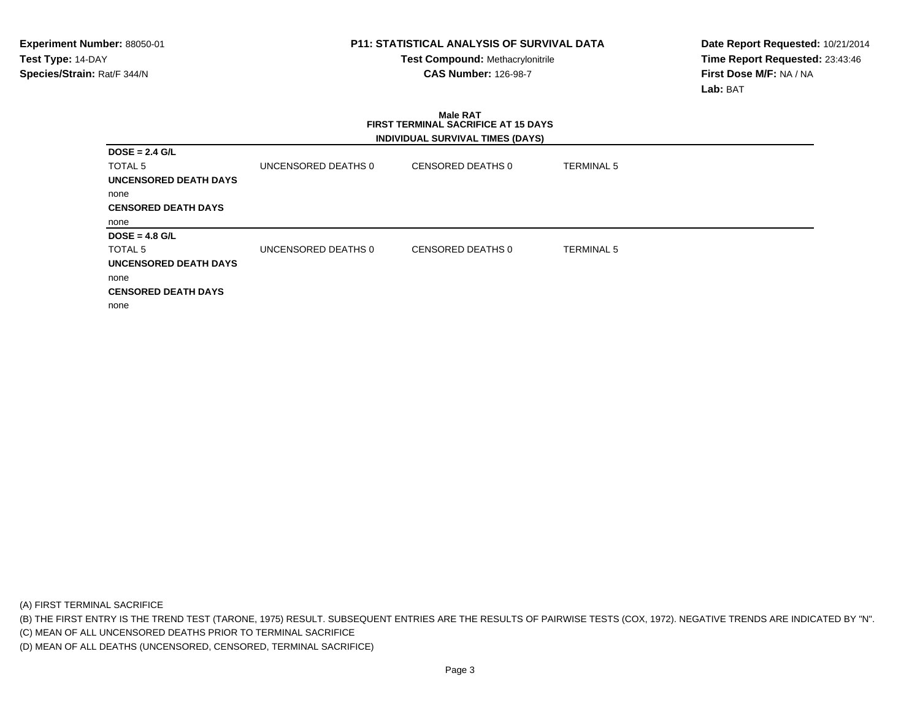**Experiment Number:** 88050-01
**Test Type:** 14-DAY
**Species/Strain:** Rat/F 344/N

**P11: STATISTICAL ANALYSIS OF SURVIVAL DATA**
**Test Compound:** Methacrylonitrile
**CAS Number:** 126-98-7

**Date Report Requested:** 10/21/2014
**Time Report Requested:** 23:43:46
**First Dose M/F:** NA / NA
**Lab:** BAT

**Male RAT**
**FIRST TERMINAL SACRIFICE AT 15 DAYS**
**INDIVIDUAL SURVIVAL TIMES (DAYS)**

**DOSE = 2.4 G/L**

| TOTAL 5 | UNCENSORED DEATHS 0 | CENSORED DEATHS 0 | TERMINAL 5 |
|---|---|---|---|

**UNCENSORED DEATH DAYS**
none

**CENSORED DEATH DAYS**
none

**DOSE = 4.8 G/L**

| TOTAL 5 | UNCENSORED DEATHS 0 | CENSORED DEATHS 0 | TERMINAL 5 |
|---|---|---|---|

**UNCENSORED DEATH DAYS**
none

**CENSORED DEATH DAYS**
none

(A) FIRST TERMINAL SACRIFICE
(B) THE FIRST ENTRY IS THE TREND TEST (TARONE, 1975) RESULT. SUBSEQUENT ENTRIES ARE THE RESULTS OF PAIRWISE TESTS (COX, 1972). NEGATIVE TRENDS ARE INDICATED BY "N".
(C) MEAN OF ALL UNCENSORED DEATHS PRIOR TO TERMINAL SACRIFICE
(D) MEAN OF ALL DEATHS (UNCENSORED, CENSORED, TERMINAL SACRIFICE)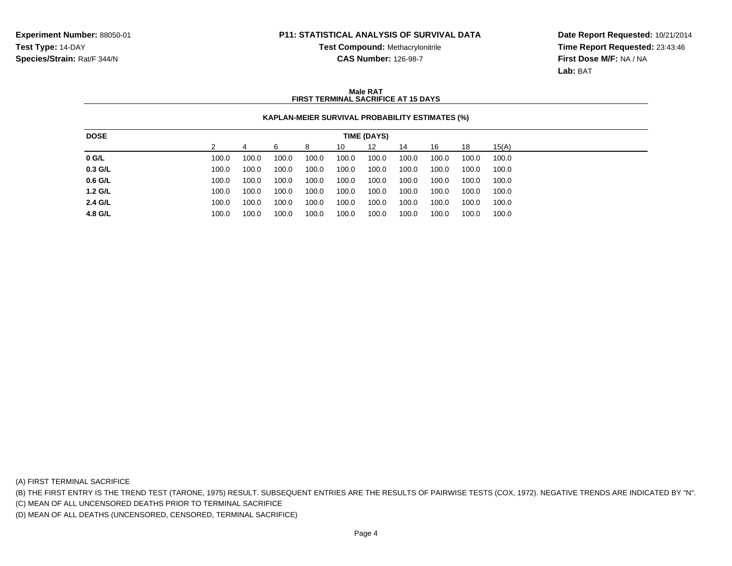**Experiment Number:** 88050-01
**Test Type:** 14-DAY
**Species/Strain:** Rat/F 344/N

**P11: STATISTICAL ANALYSIS OF SURVIVAL DATA**
**Test Compound:** Methacrylonitrile
**CAS Number:** 126-98-7

**Date Report Requested:** 10/21/2014
**Time Report Requested:** 23:43:46
**First Dose M/F:** NA / NA
**Lab:** BAT

**Male RAT**
**FIRST TERMINAL SACRIFICE AT 15 DAYS**

**KAPLAN-MEIER SURVIVAL PROBABILITY ESTIMATES (%)**

| DOSE | TIME (DAYS) | | | | | | | | | |
|---|---|---|---|---|---|---|---|---|---|---|
| | 2 | 4 | 6 | 8 | 10 | 12 | 14 | 16 | 18 | 15(A) |
| **0 G/L** | 100.0 | 100.0 | 100.0 | 100.0 | 100.0 | 100.0 | 100.0 | 100.0 | 100.0 | 100.0 |
| **0.3 G/L** | 100.0 | 100.0 | 100.0 | 100.0 | 100.0 | 100.0 | 100.0 | 100.0 | 100.0 | 100.0 |
| **0.6 G/L** | 100.0 | 100.0 | 100.0 | 100.0 | 100.0 | 100.0 | 100.0 | 100.0 | 100.0 | 100.0 |
| **1.2 G/L** | 100.0 | 100.0 | 100.0 | 100.0 | 100.0 | 100.0 | 100.0 | 100.0 | 100.0 | 100.0 |
| **2.4 G/L** | 100.0 | 100.0 | 100.0 | 100.0 | 100.0 | 100.0 | 100.0 | 100.0 | 100.0 | 100.0 |
| **4.8 G/L** | 100.0 | 100.0 | 100.0 | 100.0 | 100.0 | 100.0 | 100.0 | 100.0 | 100.0 | 100.0 |

(A) FIRST TERMINAL SACRIFICE
(B) THE FIRST ENTRY IS THE TREND TEST (TARONE, 1975) RESULT. SUBSEQUENT ENTRIES ARE THE RESULTS OF PAIRWISE TESTS (COX, 1972). NEGATIVE TRENDS ARE INDICATED BY "N".
(C) MEAN OF ALL UNCENSORED DEATHS PRIOR TO TERMINAL SACRIFICE
(D) MEAN OF ALL DEATHS (UNCENSORED, CENSORED, TERMINAL SACRIFICE)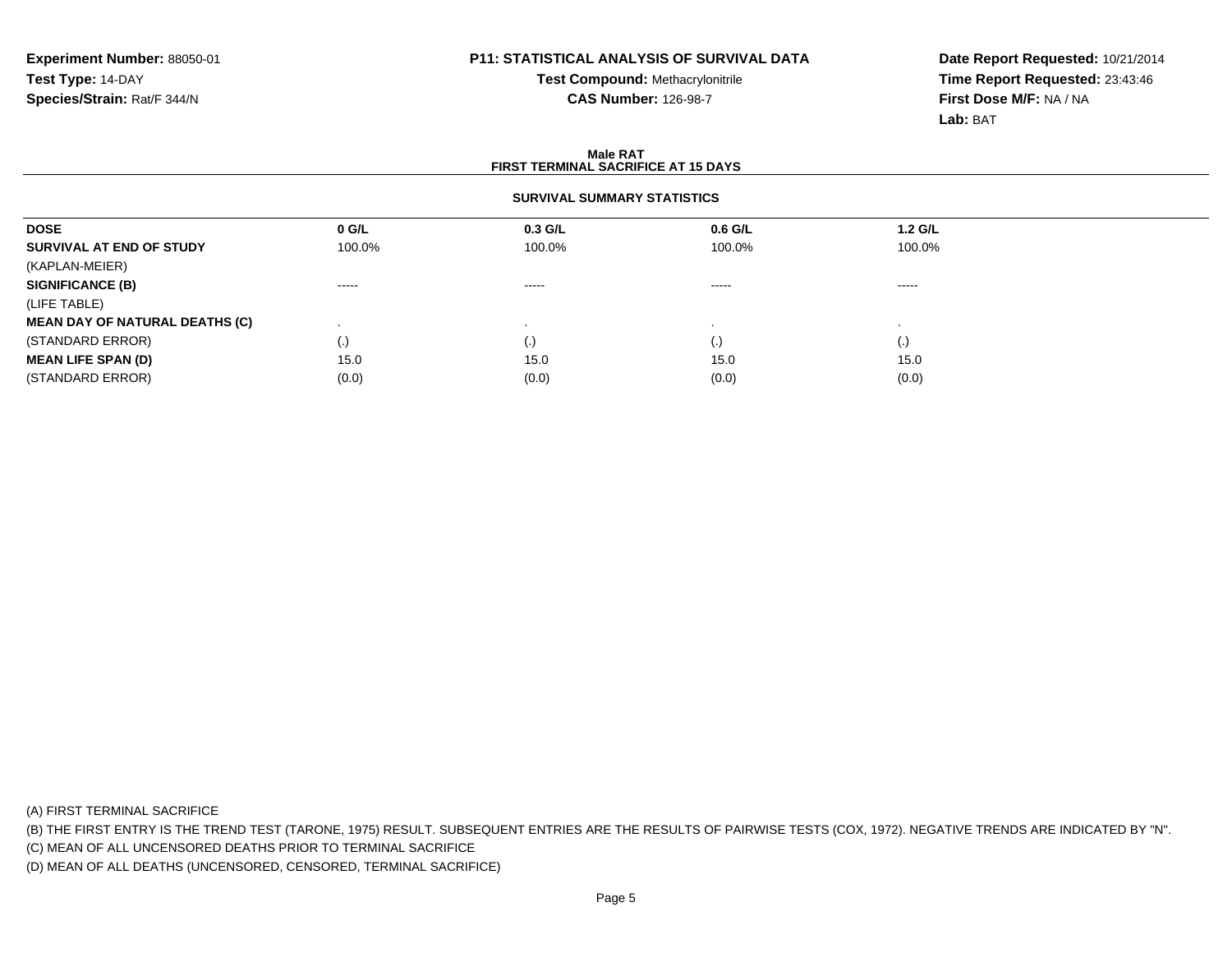**Experiment Number:** 88050-01
**Test Type:** 14-DAY
**Species/Strain:** Rat/F 344/N

**P11: STATISTICAL ANALYSIS OF SURVIVAL DATA**
**Test Compound:** Methacrylonitrile
**CAS Number:** 126-98-7

**Date Report Requested:** 10/21/2014
**Time Report Requested:** 23:43:46
**First Dose M/F:** NA / NA
**Lab:** BAT

**Male RAT**
**FIRST TERMINAL SACRIFICE AT 15 DAYS**

**SURVIVAL SUMMARY STATISTICS**

| DOSE | 0 G/L | 0.3 G/L | 0.6 G/L | 1.2 G/L |
|---|---|---|---|---|
| **SURVIVAL AT END OF STUDY** | 100.0% | 100.0% | 100.0% | 100.0% |
| (KAPLAN-MEIER) | | | | |
| **SIGNIFICANCE (B)** | ----- | ----- | ----- | ----- |
| (LIFE TABLE) | | | | |
| **MEAN DAY OF NATURAL DEATHS (C)** | . | . | . | . |
| (STANDARD ERROR) | (.) | (.) | (.) | (.) |
| **MEAN LIFE SPAN (D)** | 15.0 | 15.0 | 15.0 | 15.0 |
| (STANDARD ERROR) | (0.0) | (0.0) | (0.0) | (0.0) |

(A) FIRST TERMINAL SACRIFICE
(B) THE FIRST ENTRY IS THE TREND TEST (TARONE, 1975) RESULT. SUBSEQUENT ENTRIES ARE THE RESULTS OF PAIRWISE TESTS (COX, 1972). NEGATIVE TRENDS ARE INDICATED BY "N".
(C) MEAN OF ALL UNCENSORED DEATHS PRIOR TO TERMINAL SACRIFICE
(D) MEAN OF ALL DEATHS (UNCENSORED, CENSORED, TERMINAL SACRIFICE)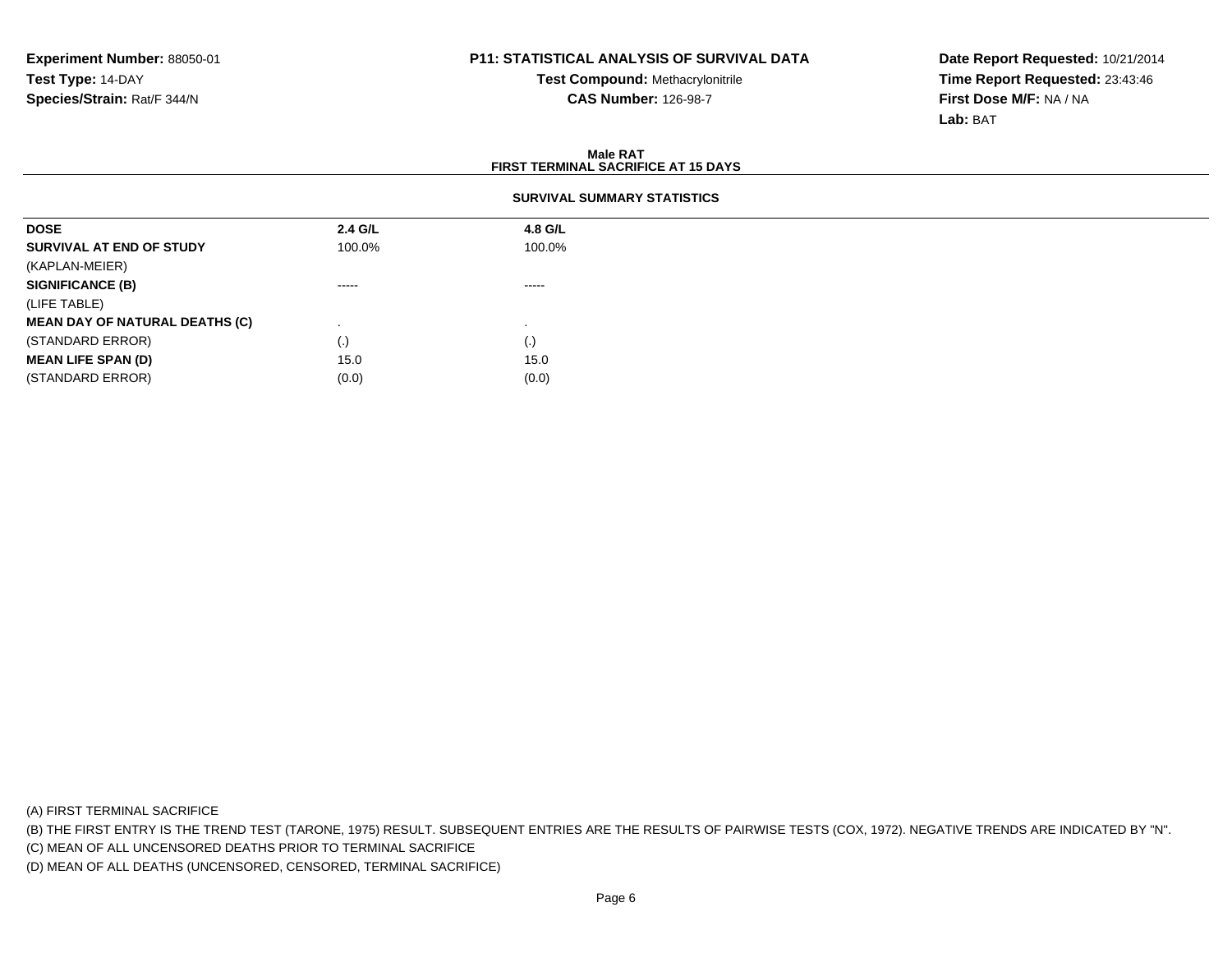**Experiment Number:** 88050-01
**Test Type:** 14-DAY
**Species/Strain:** Rat/F 344/N

**P11: STATISTICAL ANALYSIS OF SURVIVAL DATA**
**Test Compound:** Methacrylonitrile
**CAS Number:** 126-98-7

**Date Report Requested:** 10/21/2014
**Time Report Requested:** 23:43:46
**First Dose M/F:** NA / NA
**Lab:** BAT

**Male RAT**
**FIRST TERMINAL SACRIFICE AT 15 DAYS**

**SURVIVAL SUMMARY STATISTICS**

| **DOSE** | **2.4 G/L** | **4.8 G/L** |
| --- | --- | --- |
| **SURVIVAL AT END OF STUDY** | 100.0% | 100.0% |
| (KAPLAN-MEIER) | | |
| **SIGNIFICANCE (B)** | ----- | ----- |
| (LIFE TABLE) | | |
| **MEAN DAY OF NATURAL DEATHS (C)** | . | . |
| (STANDARD ERROR) | (.) | (.) |
| **MEAN LIFE SPAN (D)** | 15.0 | 15.0 |
| (STANDARD ERROR) | (0.0) | (0.0) |

(A) FIRST TERMINAL SACRIFICE
(B) THE FIRST ENTRY IS THE TREND TEST (TARONE, 1975) RESULT. SUBSEQUENT ENTRIES ARE THE RESULTS OF PAIRWISE TESTS (COX, 1972). NEGATIVE TRENDS ARE INDICATED BY "N".
(C) MEAN OF ALL UNCENSORED DEATHS PRIOR TO TERMINAL SACRIFICE
(D) MEAN OF ALL DEATHS (UNCENSORED, CENSORED, TERMINAL SACRIFICE)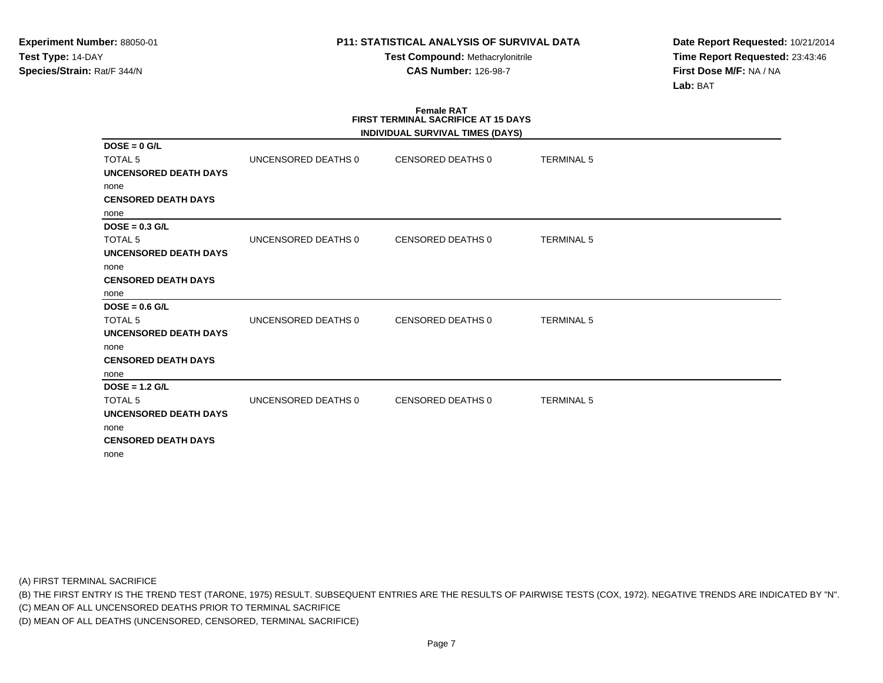**Experiment Number:** 88050-01
**Test Type:** 14-DAY
**Species/Strain:** Rat/F 344/N

**P11: STATISTICAL ANALYSIS OF SURVIVAL DATA**
**Test Compound:** Methacrylonitrile
**CAS Number:** 126-98-7

**Date Report Requested:** 10/21/2014
**Time Report Requested:** 23:43:46
**First Dose M/F:** NA / NA
**Lab:** BAT

## Female RAT
## FIRST TERMINAL SACRIFICE AT 15 DAYS
### INDIVIDUAL SURVIVAL TIMES (DAYS)

**DOSE = 0 G/L**

| TOTAL 5 | UNCENSORED DEATHS 0 | CENSORED DEATHS 0 | TERMINAL 5 |
|---|---|---|---|

**UNCENSORED DEATH DAYS**

none

**CENSORED DEATH DAYS**

none

**DOSE = 0.3 G/L**

| TOTAL 5 | UNCENSORED DEATHS 0 | CENSORED DEATHS 0 | TERMINAL 5 |
|---|---|---|---|

**UNCENSORED DEATH DAYS**

none

**CENSORED DEATH DAYS**

none

**DOSE = 0.6 G/L**

| TOTAL 5 | UNCENSORED DEATHS 0 | CENSORED DEATHS 0 | TERMINAL 5 |
|---|---|---|---|

**UNCENSORED DEATH DAYS**

none

**CENSORED DEATH DAYS**

none

**DOSE = 1.2 G/L**

| TOTAL 5 | UNCENSORED DEATHS 0 | CENSORED DEATHS 0 | TERMINAL 5 |
|---|---|---|---|

**UNCENSORED DEATH DAYS**

none

**CENSORED DEATH DAYS**

none

(A) FIRST TERMINAL SACRIFICE
(B) THE FIRST ENTRY IS THE TREND TEST (TARONE, 1975) RESULT. SUBSEQUENT ENTRIES ARE THE RESULTS OF PAIRWISE TESTS (COX, 1972). NEGATIVE TRENDS ARE INDICATED BY "N".
(C) MEAN OF ALL UNCENSORED DEATHS PRIOR TO TERMINAL SACRIFICE
(D) MEAN OF ALL DEATHS (UNCENSORED, CENSORED, TERMINAL SACRIFICE)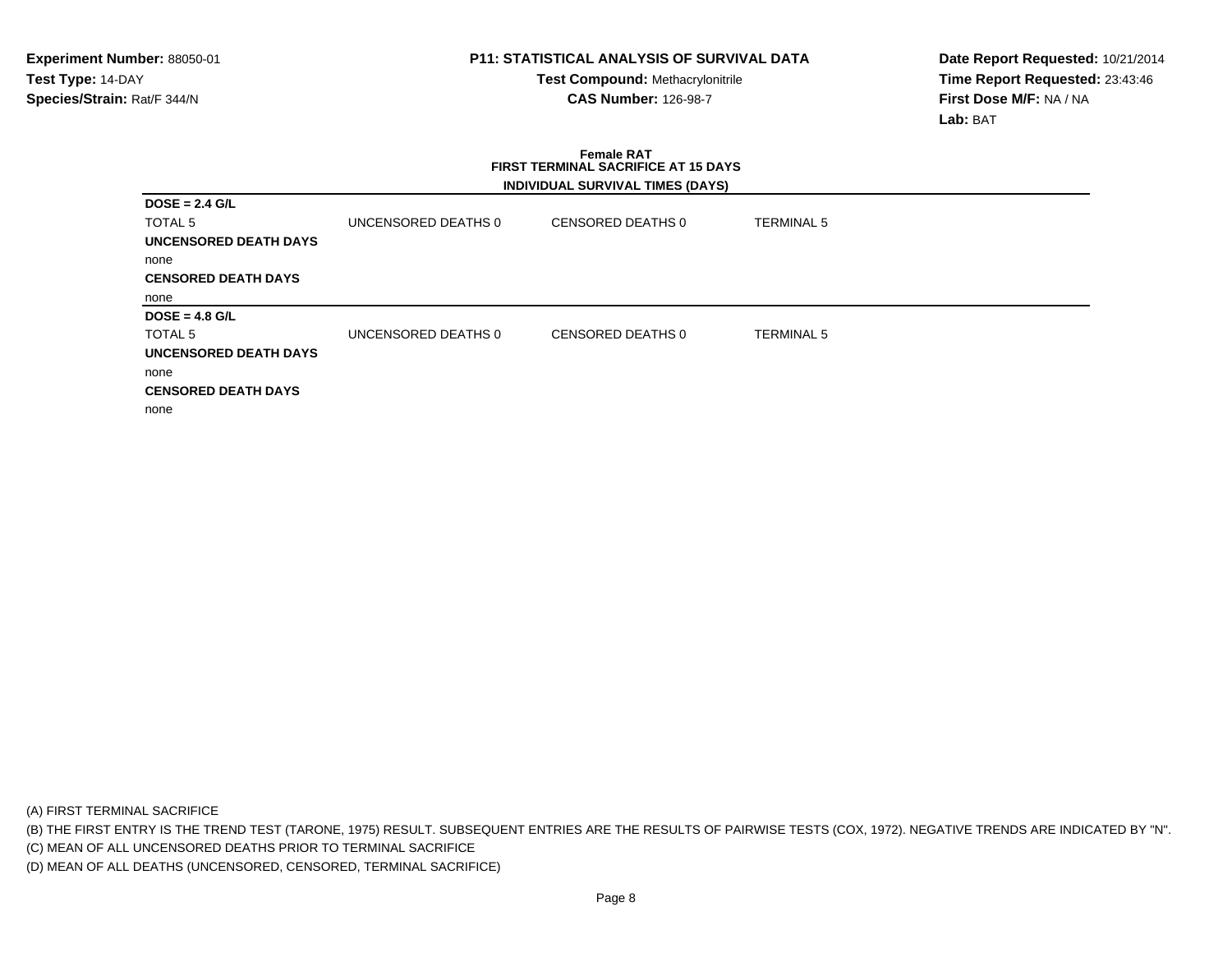**Experiment Number:** 88050-01
**Test Type:** 14-DAY
**Species/Strain:** Rat/F 344/N

**P11: STATISTICAL ANALYSIS OF SURVIVAL DATA**
**Test Compound:** Methacrylonitrile
**CAS Number:** 126-98-7

**Date Report Requested:** 10/21/2014
**Time Report Requested:** 23:43:46
**First Dose M/F:** NA / NA
**Lab:** BAT

### Female RAT
### FIRST TERMINAL SACRIFICE AT 15 DAYS
### INDIVIDUAL SURVIVAL TIMES (DAYS)

**DOSE = 2.4 G/L**

| TOTAL 5 | UNCENSORED DEATHS 0 | CENSORED DEATHS 0 | TERMINAL 5 |
|---|---|---|---|

**UNCENSORED DEATH DAYS**

none

**CENSORED DEATH DAYS**

none

**DOSE = 4.8 G/L**

| TOTAL 5 | UNCENSORED DEATHS 0 | CENSORED DEATHS 0 | TERMINAL 5 |
|---|---|---|---|

**UNCENSORED DEATH DAYS**

none

**CENSORED DEATH DAYS**

none

(A) FIRST TERMINAL SACRIFICE
(B) THE FIRST ENTRY IS THE TREND TEST (TARONE, 1975) RESULT. SUBSEQUENT ENTRIES ARE THE RESULTS OF PAIRWISE TESTS (COX, 1972). NEGATIVE TRENDS ARE INDICATED BY "N".
(C) MEAN OF ALL UNCENSORED DEATHS PRIOR TO TERMINAL SACRIFICE
(D) MEAN OF ALL DEATHS (UNCENSORED, CENSORED, TERMINAL SACRIFICE)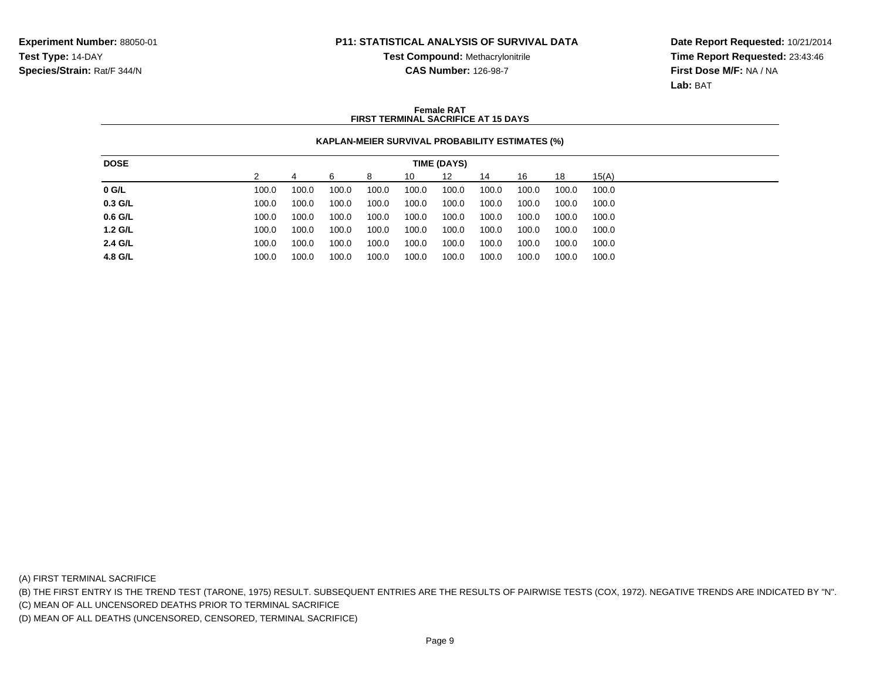**Experiment Number:** 88050-01
**Test Type:** 14-DAY
**Species/Strain:** Rat/F 344/N

**P11: STATISTICAL ANALYSIS OF SURVIVAL DATA**
**Test Compound:** Methacrylonitrile
**CAS Number:** 126-98-7

**Date Report Requested:** 10/21/2014
**Time Report Requested:** 23:43:46
**First Dose M/F:** NA / NA
**Lab:** BAT

**Female RAT**
**FIRST TERMINAL SACRIFICE AT 15 DAYS**

**KAPLAN-MEIER SURVIVAL PROBABILITY ESTIMATES (%)**

| DOSE | TIME (DAYS) | | | | | | | | | |
|---|---|---|---|---|---|---|---|---|---|---|
| | 2 | 4 | 6 | 8 | 10 | 12 | 14 | 16 | 18 | 15(A) |
| **0 G/L** | 100.0 | 100.0 | 100.0 | 100.0 | 100.0 | 100.0 | 100.0 | 100.0 | 100.0 | 100.0 |
| **0.3 G/L** | 100.0 | 100.0 | 100.0 | 100.0 | 100.0 | 100.0 | 100.0 | 100.0 | 100.0 | 100.0 |
| **0.6 G/L** | 100.0 | 100.0 | 100.0 | 100.0 | 100.0 | 100.0 | 100.0 | 100.0 | 100.0 | 100.0 |
| **1.2 G/L** | 100.0 | 100.0 | 100.0 | 100.0 | 100.0 | 100.0 | 100.0 | 100.0 | 100.0 | 100.0 |
| **2.4 G/L** | 100.0 | 100.0 | 100.0 | 100.0 | 100.0 | 100.0 | 100.0 | 100.0 | 100.0 | 100.0 |
| **4.8 G/L** | 100.0 | 100.0 | 100.0 | 100.0 | 100.0 | 100.0 | 100.0 | 100.0 | 100.0 | 100.0 |

(A) FIRST TERMINAL SACRIFICE
(B) THE FIRST ENTRY IS THE TREND TEST (TARONE, 1975) RESULT. SUBSEQUENT ENTRIES ARE THE RESULTS OF PAIRWISE TESTS (COX, 1972). NEGATIVE TRENDS ARE INDICATED BY "N".
(C) MEAN OF ALL UNCENSORED DEATHS PRIOR TO TERMINAL SACRIFICE
(D) MEAN OF ALL DEATHS (UNCENSORED, CENSORED, TERMINAL SACRIFICE)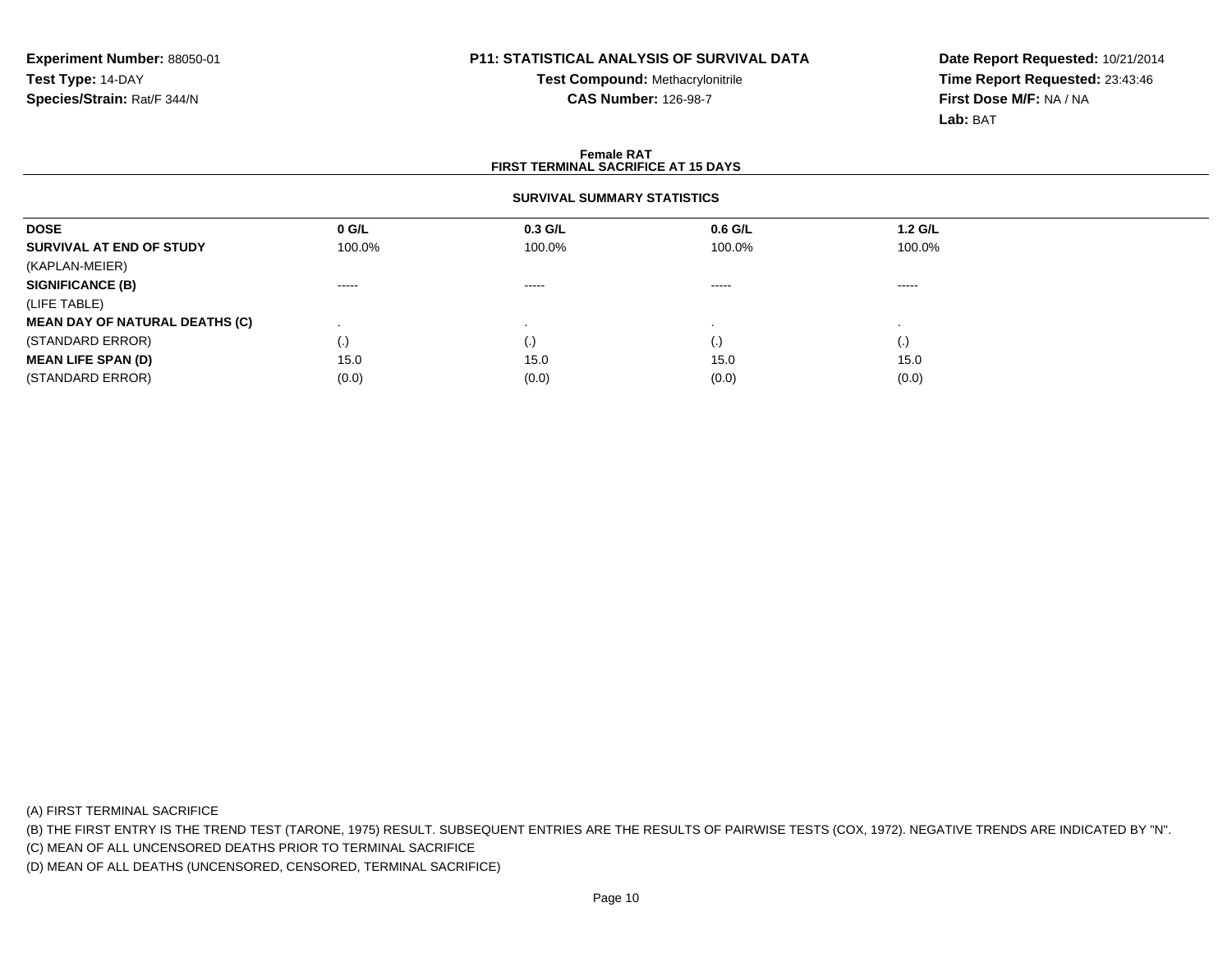**Experiment Number:** 88050-01
**Test Type:** 14-DAY
**Species/Strain:** Rat/F 344/N

**P11: STATISTICAL ANALYSIS OF SURVIVAL DATA**
**Test Compound:** Methacrylonitrile
**CAS Number:** 126-98-7

**Date Report Requested:** 10/21/2014
**Time Report Requested:** 23:43:46
**First Dose M/F:** NA / NA
**Lab:** BAT

## Female RAT
## FIRST TERMINAL SACRIFICE AT 15 DAYS

### SURVIVAL SUMMARY STATISTICS

| DOSE | 0 G/L | 0.3 G/L | 0.6 G/L | 1.2 G/L |
|---|---|---|---|---|
| **SURVIVAL AT END OF STUDY** | 100.0% | 100.0% | 100.0% | 100.0% |
| (KAPLAN-MEIER) | | | | |
| **SIGNIFICANCE (B)** | ----- | ----- | ----- | ----- |
| (LIFE TABLE) | | | | |
| **MEAN DAY OF NATURAL DEATHS (C)** | . | . | . | . |
| (STANDARD ERROR) | (.) | (.) | (.) | (.) |
| **MEAN LIFE SPAN (D)** | 15.0 | 15.0 | 15.0 | 15.0 |
| (STANDARD ERROR) | (0.0) | (0.0) | (0.0) | (0.0) |

(A) FIRST TERMINAL SACRIFICE

(B) THE FIRST ENTRY IS THE TREND TEST (TARONE, 1975) RESULT. SUBSEQUENT ENTRIES ARE THE RESULTS OF PAIRWISE TESTS (COX, 1972). NEGATIVE TRENDS ARE INDICATED BY "N".

(C) MEAN OF ALL UNCENSORED DEATHS PRIOR TO TERMINAL SACRIFICE

(D) MEAN OF ALL DEATHS (UNCENSORED, CENSORED, TERMINAL SACRIFICE)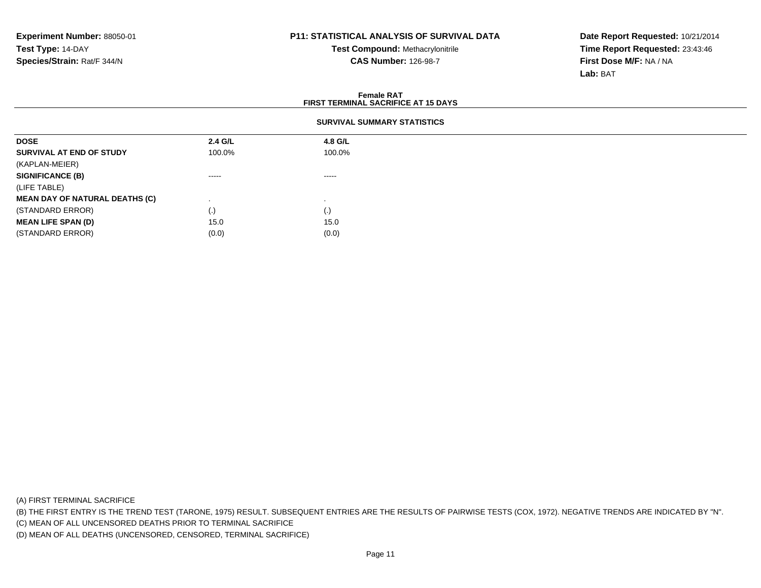**Experiment Number:** 88050-01
**Test Type:** 14-DAY
**Species/Strain:** Rat/F 344/N

**P11: STATISTICAL ANALYSIS OF SURVIVAL DATA**
**Test Compound:** Methacrylonitrile
**CAS Number:** 126-98-7

**Date Report Requested:** 10/21/2014
**Time Report Requested:** 23:43:46
**First Dose M/F:** NA / NA
**Lab:** BAT

## Female RAT
## FIRST TERMINAL SACRIFICE AT 15 DAYS

### SURVIVAL SUMMARY STATISTICS

| DOSE | 2.4 G/L | 4.8 G/L |
|---|---|---|
| **SURVIVAL AT END OF STUDY** | 100.0% | 100.0% |
| (KAPLAN-MEIER) | | |
| **SIGNIFICANCE (B)** | ----- | ----- |
| (LIFE TABLE) | | |
| **MEAN DAY OF NATURAL DEATHS (C)** | . | . |
| (STANDARD ERROR) | (.) | (.) |
| **MEAN LIFE SPAN (D)** | 15.0 | 15.0 |
| (STANDARD ERROR) | (0.0) | (0.0) |

(A) FIRST TERMINAL SACRIFICE
(B) THE FIRST ENTRY IS THE TREND TEST (TARONE, 1975) RESULT. SUBSEQUENT ENTRIES ARE THE RESULTS OF PAIRWISE TESTS (COX, 1972). NEGATIVE TRENDS ARE INDICATED BY "N".
(C) MEAN OF ALL UNCENSORED DEATHS PRIOR TO TERMINAL SACRIFICE
(D) MEAN OF ALL DEATHS (UNCENSORED, CENSORED, TERMINAL SACRIFICE)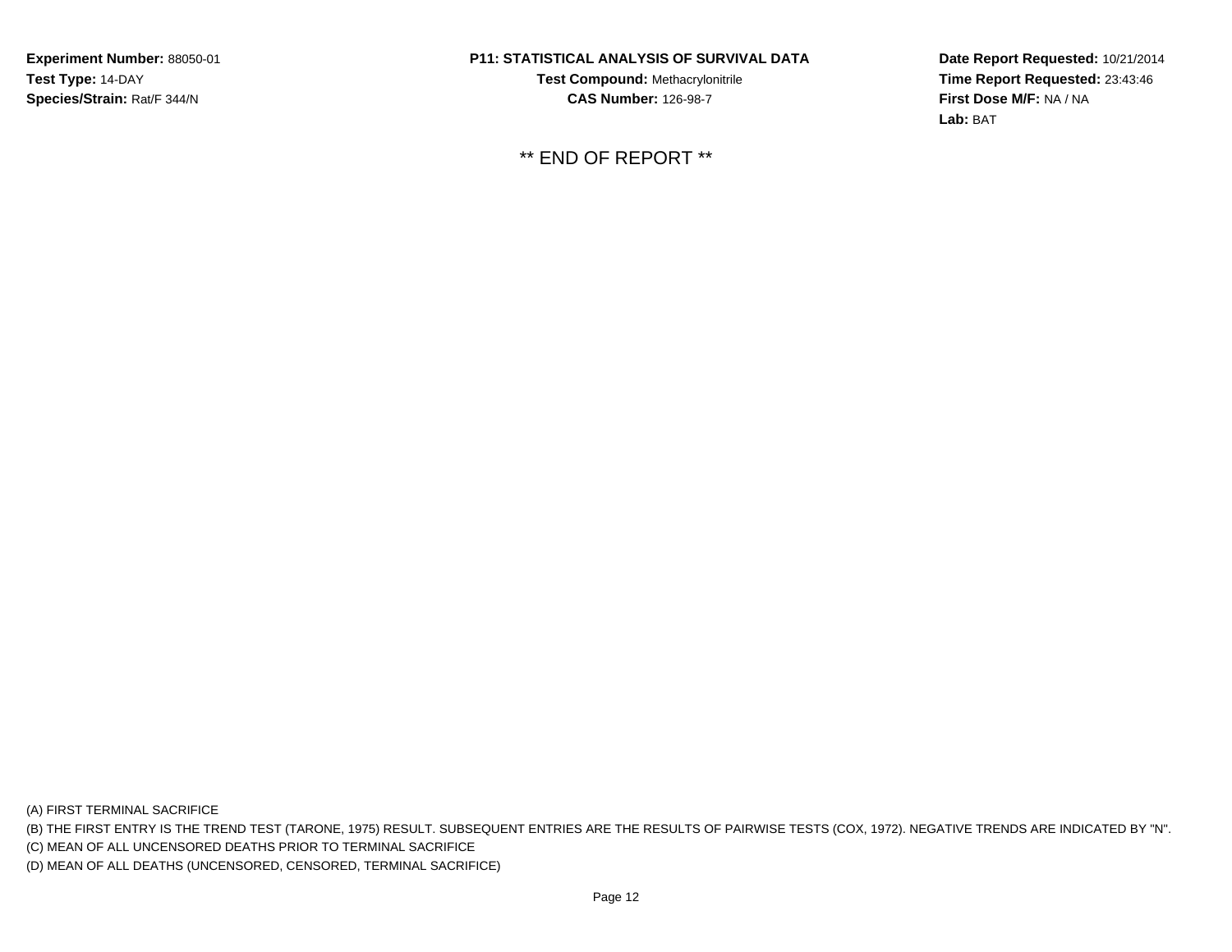**Experiment Number:** 88050-01
**Test Type:** 14-DAY
**Species/Strain:** Rat/F 344/N

**P11: STATISTICAL ANALYSIS OF SURVIVAL DATA**
**Test Compound:** Methacrylonitrile
**CAS Number:** 126-98-7

**Date Report Requested:** 10/21/2014
**Time Report Requested:** 23:43:46
**First Dose M/F:** NA / NA
**Lab:** BAT

** END OF REPORT **

(A) FIRST TERMINAL SACRIFICE
(B) THE FIRST ENTRY IS THE TREND TEST (TARONE, 1975) RESULT. SUBSEQUENT ENTRIES ARE THE RESULTS OF PAIRWISE TESTS (COX, 1972). NEGATIVE TRENDS ARE INDICATED BY "N".
(C) MEAN OF ALL UNCENSORED DEATHS PRIOR TO TERMINAL SACRIFICE
(D) MEAN OF ALL DEATHS (UNCENSORED, CENSORED, TERMINAL SACRIFICE)